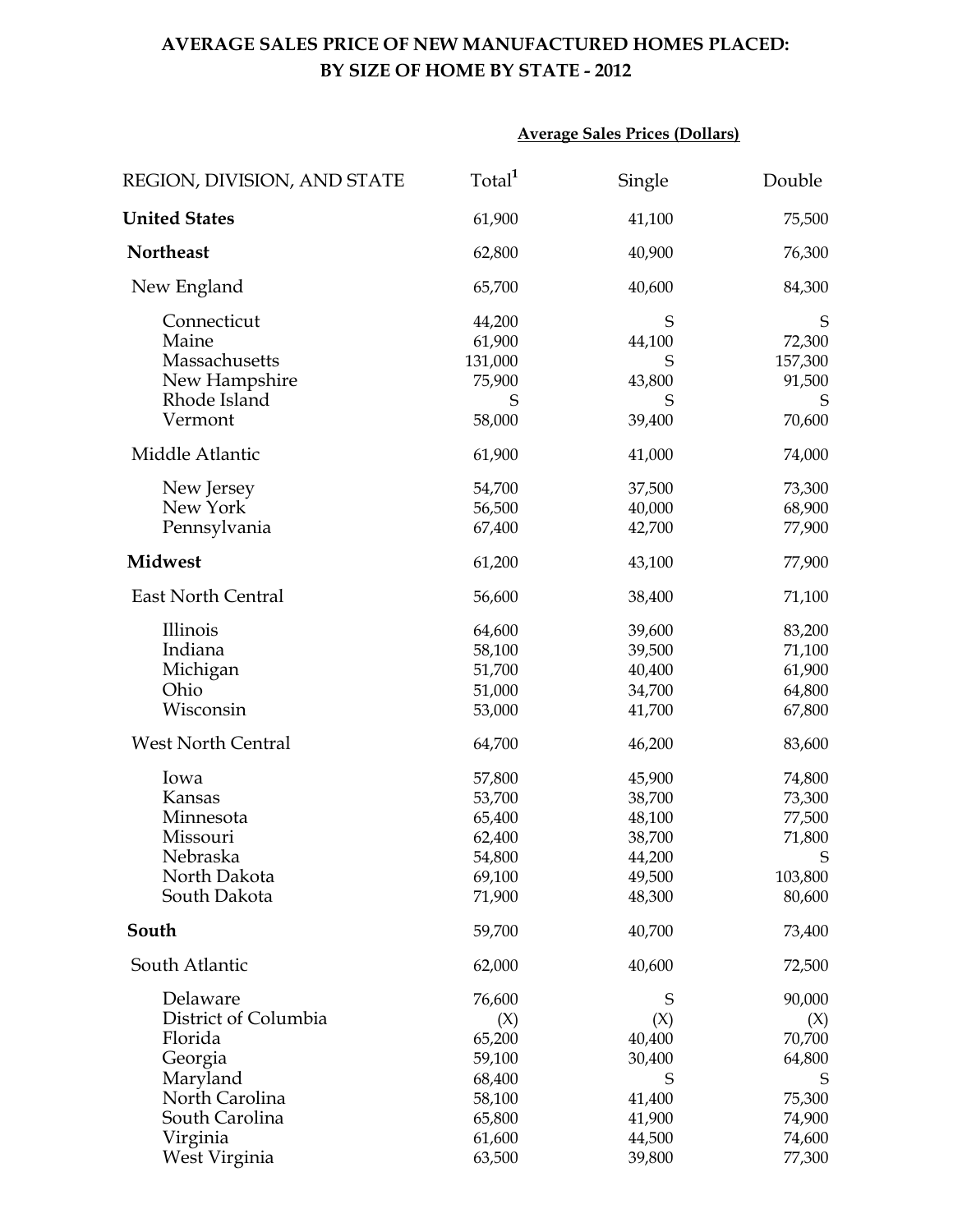# AVERAGE SALES PRICE OF NEW MANUFACTURED HOMES PLACED: BY SIZE OF HOME BY STATE - 2012

| REGION, DIVISION, AND STATE | Average Sales Prices (Dollars) | | |
|---|---|---|---|
| | Total[1] | Single | Double |
| **United States** | 61,900 | 41,100 | 75,500 |
| **Northeast** | 62,800 | 40,900 | 76,300 |
| New England | 65,700 | 40,600 | 84,300 |
| Connecticut | 44,200 | S | S |
| Maine | 61,900 | 44,100 | 72,300 |
| Massachusetts | 131,000 | S | 157,300 |
| New Hampshire | 75,900 | 43,800 | 91,500 |
| Rhode Island | S | S | S |
| Vermont | 58,000 | 39,400 | 70,600 |
| Middle Atlantic | 61,900 | 41,000 | 74,000 |
| New Jersey | 54,700 | 37,500 | 73,300 |
| New York | 56,500 | 40,000 | 68,900 |
| Pennsylvania | 67,400 | 42,700 | 77,900 |
| **Midwest** | 61,200 | 43,100 | 77,900 |
| East North Central | 56,600 | 38,400 | 71,100 |
| Illinois | 64,600 | 39,600 | 83,200 |
| Indiana | 58,100 | 39,500 | 71,100 |
| Michigan | 51,700 | 40,400 | 61,900 |
| Ohio | 51,000 | 34,700 | 64,800 |
| Wisconsin | 53,000 | 41,700 | 67,800 |
| West North Central | 64,700 | 46,200 | 83,600 |
| Iowa | 57,800 | 45,900 | 74,800 |
| Kansas | 53,700 | 38,700 | 73,300 |
| Minnesota | 65,400 | 48,100 | 77,500 |
| Missouri | 62,400 | 38,700 | 71,800 |
| Nebraska | 54,800 | 44,200 | S |
| North Dakota | 69,100 | 49,500 | 103,800 |
| South Dakota | 71,900 | 48,300 | 80,600 |
| **South** | 59,700 | 40,700 | 73,400 |
| South Atlantic | 62,000 | 40,600 | 72,500 |
| Delaware | 76,600 | S | 90,000 |
| District of Columbia | (X) | (X) | (X) |
| Florida | 65,200 | 40,400 | 70,700 |
| Georgia | 59,100 | 30,400 | 64,800 |
| Maryland | 68,400 | S | S |
| North Carolina | 58,100 | 41,400 | 75,300 |
| South Carolina | 65,800 | 41,900 | 74,900 |
| Virginia | 61,600 | 44,500 | 74,600 |
| West Virginia | 63,500 | 39,800 | 77,300 |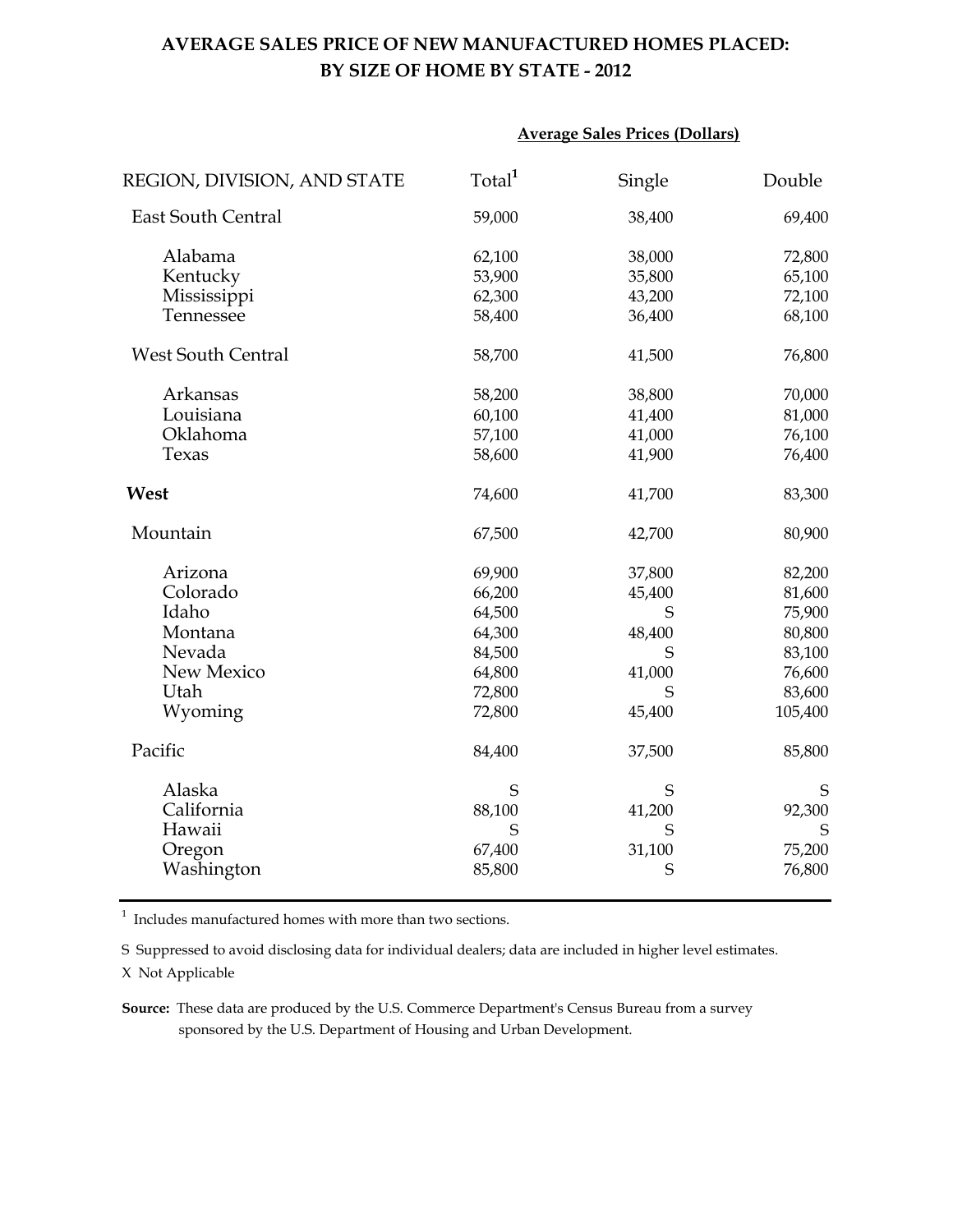# AVERAGE SALES PRICE OF NEW MANUFACTURED HOMES PLACED: BY SIZE OF HOME BY STATE - 2012

| REGION, DIVISION, AND STATE | Average Sales Prices (Dollars) | | |
|---|---|---|---|
| | Total[1] | Single | Double |
| East South Central | 59,000 | 38,400 | 69,400 |
| Alabama | 62,100 | 38,000 | 72,800 |
| Kentucky | 53,900 | 35,800 | 65,100 |
| Mississippi | 62,300 | 43,200 | 72,100 |
| Tennessee | 58,400 | 36,400 | 68,100 |
| West South Central | 58,700 | 41,500 | 76,800 |
| Arkansas | 58,200 | 38,800 | 70,000 |
| Louisiana | 60,100 | 41,400 | 81,000 |
| Oklahoma | 57,100 | 41,000 | 76,100 |
| Texas | 58,600 | 41,900 | 76,400 |
| **West** | 74,600 | 41,700 | 83,300 |
| Mountain | 67,500 | 42,700 | 80,900 |
| Arizona | 69,900 | 37,800 | 82,200 |
| Colorado | 66,200 | 45,400 | 81,600 |
| Idaho | 64,500 | S | 75,900 |
| Montana | 64,300 | 48,400 | 80,800 |
| Nevada | 84,500 | S | 83,100 |
| New Mexico | 64,800 | 41,000 | 76,600 |
| Utah | 72,800 | S | 83,600 |
| Wyoming | 72,800 | 45,400 | 105,400 |
| Pacific | 84,400 | 37,500 | 85,800 |
| Alaska | S | S | S |
| California | 88,100 | 41,200 | 92,300 |
| Hawaii | S | S | S |
| Oregon | 67,400 | 31,100 | 75,200 |
| Washington | 85,800 | S | 76,800 |

[1] Includes manufactured homes with more than two sections.

S Suppressed to avoid disclosing data for individual dealers; data are included in higher level estimates.

X Not Applicable

**Source:** These data are produced by the U.S. Commerce Department's Census Bureau from a survey sponsored by the U.S. Department of Housing and Urban Development.